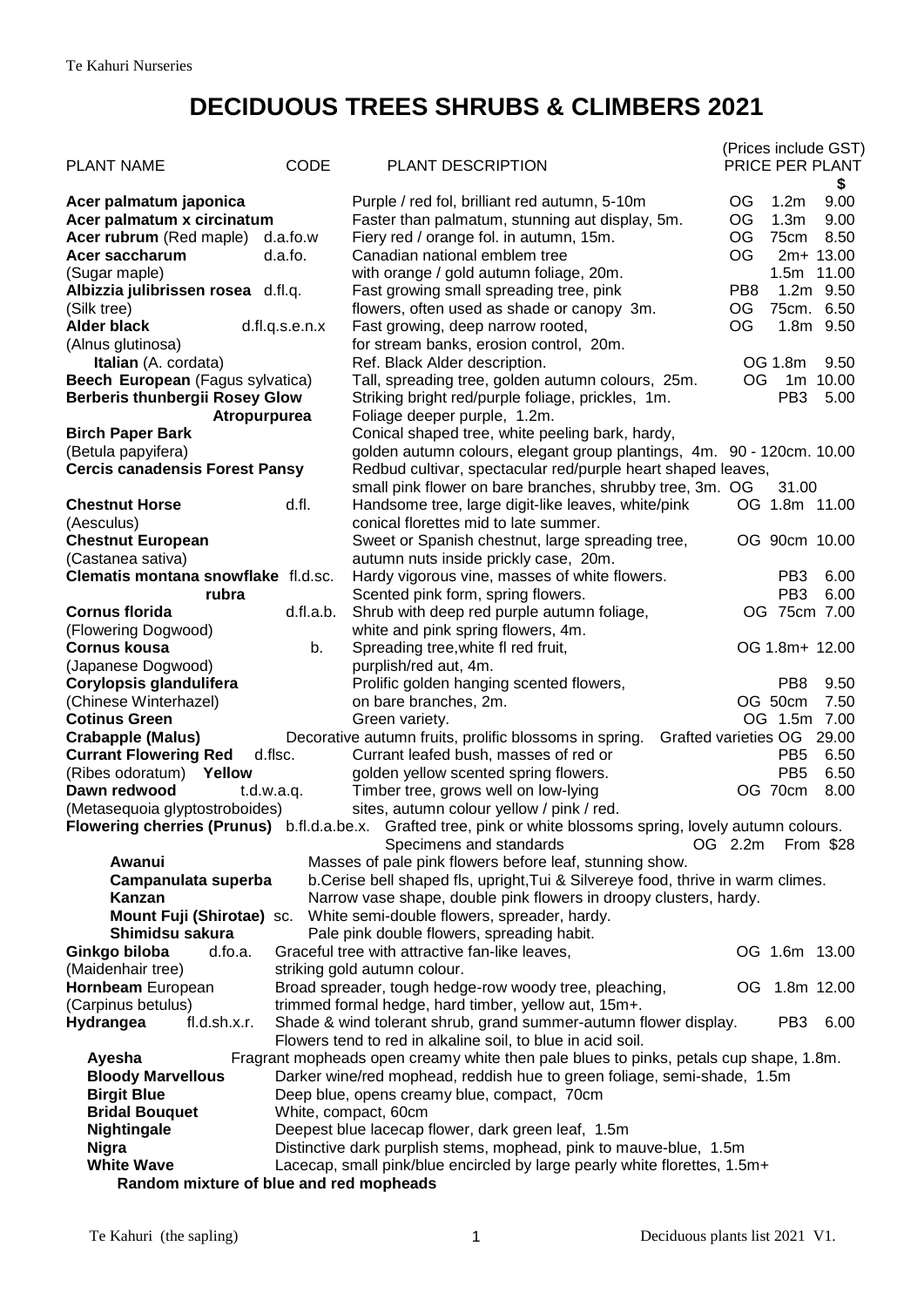Te Kahuri Nurseries

# DECIDUOUS TREES SHRUBS & CLIMBERS 2021

(Prices include GST)

| PLANT NAME | CODE | PLANT DESCRIPTION | | | PRICE PER PLANT $ |
|---|---|---|---|---|---|
| **Acer palmatum japonica** | | Purple / red fol, brilliant red autumn, 5-10m | OG | 1.2m | 9.00 |
| **Acer palmatum x circinatum** | | Faster than palmatum, stunning aut display, 5m. | OG | 1.3m | 9.00 |
| **Acer rubrum** (Red maple) | d.a.fo.w | Fiery red / orange fol. in autumn, 15m. | OG | 75cm | 8.50 |
| **Acer saccharum** (Sugar maple) | d.a.fo. | Canadian national emblem tree with orange / gold autumn foliage, 20m. | OG | 2m+ | 13.00 |
| | | | | 1.5m | 11.00 |
| **Albizzia julibrissen rosea** (Silk tree) | d.fl.q. | Fast growing small spreading tree, pink flowers, often used as shade or canopy 3m. | PB8 | 1.2m | 9.50 |
| | | | OG | 75cm. | 6.50 |
| **Alder black** (Alnus glutinosa) | d.fl.q.s.e.n.x | Fast growing, deep narrow rooted, for stream banks, erosion control, 20m. | OG | 1.8m | 9.50 |
| **Italian** (A. cordata) | | Ref. Black Alder description. | OG | 1.8m | 9.50 |
| **Beech European** (Fagus sylvatica) | | Tall, spreading tree, golden autumn colours, 25m. | OG | 1m | 10.00 |
| **Berberis thunbergii Rosey Glow** | | Striking bright red/purple foliage, prickles, 1m. | PB3 | | 5.00 |
| **Atropurpurea** | | Foliage deeper purple, 1.2m. | | | |
| **Birch Paper Bark** (Betula papyifera) | | Conical shaped tree, white peeling bark, hardy, golden autumn colours, elegant group plantings, 4m. | | 90 - 120cm. | 10.00 |
| **Cercis canadensis Forest Pansy** | | Redbud cultivar, spectacular red/purple heart shaped leaves, small pink flower on bare branches, shrubby tree, 3m. | OG | | 31.00 |
| **Chestnut Horse** (Aesculus) | d.fl. | Handsome tree, large digit-like leaves, white/pink conical florettes mid to late summer. | OG | 1.8m | 11.00 |
| **Chestnut European** (Castanea sativa) | | Sweet or Spanish chestnut, large spreading tree, autumn nuts inside prickly case, 20m. | OG | 90cm | 10.00 |
| **Clematis montana snowflake** | fl.d.sc. | Hardy vigorous vine, masses of white flowers. | PB3 | | 6.00 |
| **rubra** | | Scented pink form, spring flowers. | PB3 | | 6.00 |
| **Cornus florida** (Flowering Dogwood) | d.fl.a.b. | Shrub with deep red purple autumn foliage, white and pink spring flowers, 4m. | OG | 75cm | 7.00 |
| **Cornus kousa** (Japanese Dogwood) | b. | Spreading tree,white fl red fruit, purplish/red aut, 4m. | OG | 1.8m+ | 12.00 |
| **Corylopsis glandulifera** (Chinese Winterhazel) | | Prolific golden hanging scented flowers, on bare branches, 2m. | PB8 | | 9.50 |
| | | | OG | 50cm | 7.50 |
| **Cotinus Green** | | Green variety. | OG | 1.5m | 7.00 |
| **Crabapple (Malus)** | | Decorative autumn fruits, prolific blossoms in spring. Grafted varieties | OG | | 29.00 |
| **Currant Flowering Red** (Ribes odoratum) | d.flsc. | Currant leafed bush, masses of red or | PB5 | | 6.50 |
| **Yellow** | | golden yellow scented spring flowers. | PB5 | | 6.50 |
| **Dawn redwood** (Metasequoia glyptostroboides) | t.d.w.a.q. | Timber tree, grows well on low-lying sites, autumn colour yellow / pink / red. | OG | 70cm | 8.00 |
| **Flowering cherries (Prunus)** | b.fl.d.a.be.x. | Grafted tree, pink or white blossoms spring, lovely autumn colours. Specimens and standards | OG | 2.2m | From $28 |
| **Awanui** | | Masses of pale pink flowers before leaf, stunning show. | | | |
| **Campanulata superba** | | b.Cerise bell shaped fls, upright,Tui & Silvereye food, thrive in warm climes. | | | |
| **Kanzan** | | Narrow vase shape, double pink flowers in droopy clusters, hardy. | | | |
| **Mount Fuji (Shirotae)** | sc. | White semi-double flowers, spreader, hardy. | | | |
| **Shimidsu sakura** | | Pale pink double flowers, spreading habit. | | | |
| **Ginkgo biloba** (Maidenhair tree) | d.fo.a. | Graceful tree with attractive fan-like leaves, striking gold autumn colour. | OG | 1.6m | 13.00 |
| **Hornbeam** European (Carpinus betulus) | | Broad spreader, tough hedge-row woody tree, pleaching, trimmed formal hedge, hard timber, yellow aut, 15m+. | OG | 1.8m | 12.00 |
| **Hydrangea** | fl.d.sh.x.r. | Shade & wind tolerant shrub, grand summer-autumn flower display. Flowers tend to red in alkaline soil, to blue in acid soil. | PB3 | | 6.00 |
| **Ayesha** | | Fragrant mopheads open creamy white then pale blues to pinks, petals cup shape, 1.8m. | | | |
| **Bloody Marvellous** | | Darker wine/red mophead, reddish hue to green foliage, semi-shade, 1.5m | | | |
| **Birgit Blue** | | Deep blue, opens creamy blue, compact, 70cm | | | |
| **Bridal Bouquet** | | White, compact, 60cm | | | |
| **Nightingale** | | Deepest blue lacecap flower, dark green leaf, 1.5m | | | |
| **Nigra** | | Distinctive dark purplish stems, mophead, pink to mauve-blue, 1.5m | | | |
| **White Wave** | | Lacecap, small pink/blue encircled by large pearly white florettes, 1.5m+ | | | |
| **Random mixture of blue and red mopheads** | | | | | |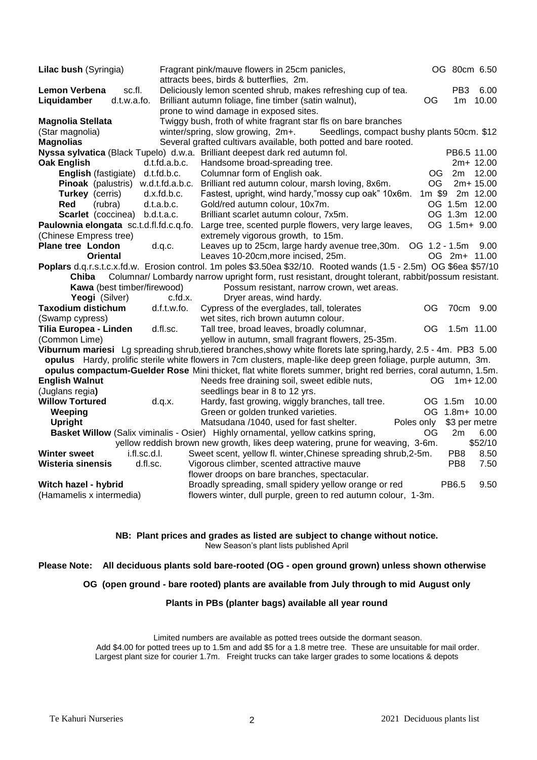| Plant | Code | Description | Grade | Size | Price |
|---|---|---|---|---|---|
| **Lilac bush** (Syringia) | | Fragrant pink/mauve flowers in 25cm panicles, attracts bees, birds & butterflies, 2m. | OG | 80cm | 6.50 |
| **Lemon Verbena** | sc.fl. | Deliciously lemon scented shrub, makes refreshing cup of tea. | PB3 | | 6.00 |
| **Liquidamber** | d.t.w.a.fo. | Brilliant autumn foliage, fine timber (satin walnut), prone to wind damage in exposed sites. | OG | 1m | 10.00 |
| **Magnolia Stellata** (Star magnolia) | | Twiggy bush, froth of white fragrant star fls on bare branches winter/spring, slow growing, 2m+. Seedlings, compact bushy plants 50cm. $12 | | | |
| **Magnolias** | | Several grafted cultivars available, both potted and bare rooted. | | | |
| **Nyssa sylvatica** (Black Tupelo) | d.w.a. | Brilliant deepest dark red autumn fol. | PB6.5 | | 11.00 |
| **Oak English** | d.t.fd.a.b.c. | Handsome broad-spreading tree. | | 2m+ | 12.00 |
| **English** (fastigiate) | d.t.fd.b.c. | Columnar form of English oak. | OG | 2m | 12.00 |
| **Pinoak** (palustris) | w.d.t.fd.a.b.c. | Brilliant red autumn colour, marsh loving, 8x6m. | OG | 2m+ | 15.00 |
| **Turkey** (cerris) | d.x.fd.b.c. | Fastest, upright, wind hardy,"mossy cup oak" 10x6m. | 1m $9 | 2m | 12.00 |
| **Red** (rubra) | d.t.a.b.c. | Gold/red autumn colour, 10x7m. | OG | 1.5m | 12.00 |
| **Scarlet** (coccinea) | b.d.t.a.c. | Brilliant scarlet autumn colour, 7x5m. | OG | 1.3m | 12.00 |
| **Paulownia elongata** (Chinese Empress tree) | sc.t.d.fl.fd.c.q.fo. | Large tree, scented purple flowers, very large leaves, extremely vigorous growth, to 15m. | OG | 1.5m+ | 9.00 |
| **Plane tree London** | d.q.c. | Leaves up to 25cm, large hardy avenue tree,30m. | OG | 1.2 - 1.5m | 9.00 |
| **Oriental** | | Leaves 10-20cm,more incised, 25m. | OG | 2m+ | 11.00 |

**Poplars** d.q.r.s.t.c.x.fd.w. Erosion control. 1m poles $3.50ea $32/10. Rooted wands (1.5 - 2.5m) OG $6ea $57/10

- **Chiba** Columnar/ Lombardy narrow upright form, rust resistant, drought tolerant, rabbit/possum resistant.
- **Kawa** (best timber/firewood) Possum resistant, narrow crown, wet areas.
- **Yeogi** (Silver) c.fd.x. Dryer areas, wind hardy.

| Plant | Code | Description | Grade | Size | Price |
|---|---|---|---|---|---|
| **Taxodium distichum** (Swamp cypress) | d.f.t.w.fo. | Cypress of the everglades, tall, tolerates wet sites, rich brown autumn colour. | OG | 70cm | 9.00 |
| **Tilia Europea - Linden** (Common Lime) | d.fl.sc. | Tall tree, broad leaves, broadly columnar, yellow in autumn, small fragrant flowers, 25-35m. | OG | 1.5m | 11.00 |

**Viburnum mariesi** Lg spreading shrub,tiered branches,showy white florets late spring,hardy, 2.5 - 4m. PB3 5.00

**opulus** Hardy, prolific sterile white flowers in 7cm clusters, maple-like deep green foliage, purple autumn, 3m.

**opulus compactum-Guelder Rose** Mini thicket, flat white florets summer, bright red berries, coral autumn, 1.5m.

| Plant | Code | Description | Grade | Size | Price |
|---|---|---|---|---|---|
| **English Walnut** (Juglans regia) | | Needs free draining soil, sweet edible nuts, seedlings bear in 8 to 12 yrs. | OG | 1m+ | 12.00 |
| **Willow Tortured** | d.q.x. | Hardy, fast growing, wiggly branches, tall tree. | OG | 1.5m | 10.00 |
| **Weeping** | | Green or golden trunked varieties. | OG | 1.8m+ | 10.00 |
| **Upright** | | Matsudana /1040, used for fast shelter. | Poles only | | $3 per metre |
| **Basket Willow** (Salix viminalis - Osier) | | Highly ornamental, yellow catkins spring, yellow reddish brown new growth, likes deep watering, prune for weaving, 3-6m. | OG | 2m | 6.00 $52/10 |
| **Winter sweet** | i.fl.sc.d.l. | Sweet scent, yellow fl. winter,Chinese spreading shrub,2-5m. | PB8 | | 8.50 |
| **Wisteria sinensis** | d.fl.sc. | Vigorous climber, scented attractive mauve flower droops on bare branches, spectacular. | PB8 | | 7.50 |
| **Witch hazel - hybrid** (Hamamelis x intermedia) | | Broadly spreading, small spidery yellow orange or red flowers winter, dull purple, green to red autumn colour, 1-3m. | PB6.5 | | 9.50 |

**NB: Plant prices and grades as listed are subject to change without notice.**
New Season's plant lists published April

**Please Note: All deciduous plants sold bare-rooted (OG - open ground grown) unless shown otherwise**

**OG (open ground - bare rooted) plants are available from July through to mid August only**

**Plants in PBs (planter bags) available all year round**

Limited numbers are available as potted trees outside the dormant season.
Add $4.00 for potted trees up to 1.5m and add $5 for a 1.8 metre tree. These are unsuitable for mail order.
Largest plant size for courier 1.7m. Freight trucks can take larger grades to some locations & depots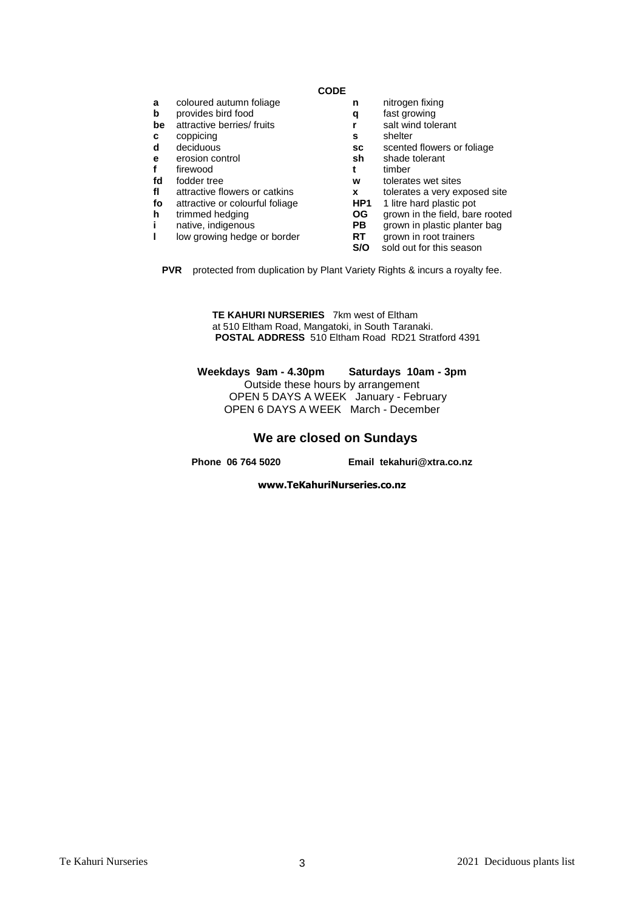**CODE**

| | | | |
|---|---|---|---|
| **a** | coloured autumn foliage | **n** | nitrogen fixing |
| **b** | provides bird food | **q** | fast growing |
| **be** | attractive berries/ fruits | **r** | salt wind tolerant |
| **c** | coppicing | **s** | shelter |
| **d** | deciduous | **sc** | scented flowers or foliage |
| **e** | erosion control | **sh** | shade tolerant |
| **f** | firewood | **t** | timber |
| **fd** | fodder tree | **w** | tolerates wet sites |
| **fl** | attractive flowers or catkins | **x** | tolerates a very exposed site |
| **fo** | attractive or colourful foliage | **HP1** | 1 litre hard plastic pot |
| **h** | trimmed hedging | **OG** | grown in the field, bare rooted |
| **i** | native, indigenous | **PB** | grown in plastic planter bag |
| **l** | low growing hedge or border | **RT** | grown in root trainers |
| | | **S/O** | sold out for this season |

**PVR** protected from duplication by Plant Variety Rights & incurs a royalty fee.

**TE KAHURI NURSERIES** 7km west of Eltham
at 510 Eltham Road, Mangatoki, in South Taranaki.
**POSTAL ADDRESS** 510 Eltham Road RD21 Stratford 4391

**Weekdays 9am - 4.30pm** **Saturdays 10am - 3pm**
Outside these hours by arrangement
OPEN 5 DAYS A WEEK January - February
OPEN 6 DAYS A WEEK March - December

## We are closed on Sundays

**Phone 06 764 5020** **Email tekahuri@xtra.co.nz**

**www.TeKahuriNurseries.co.nz**